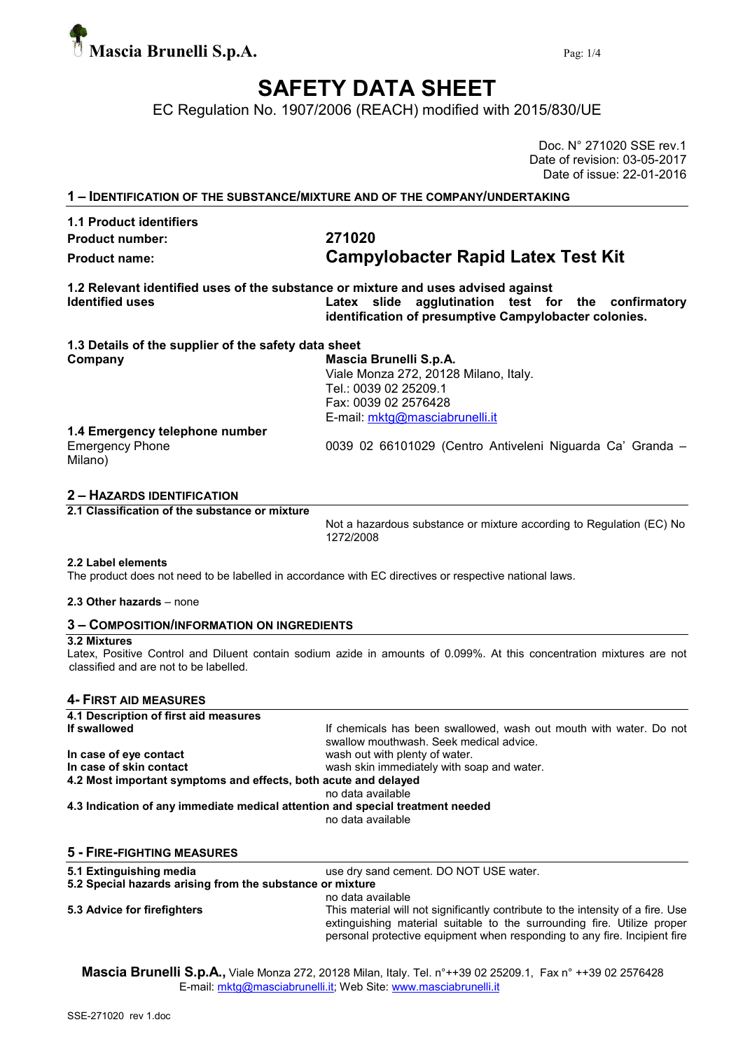Mascia Brunelli S.p.A.

# SAFETY DATA SHEET

EC Regulation No. 1907/2006 (REACH) modified with 2015/830/UE

Doc. N° 271020 SSE rev.1
Date of revision: 03-05-2017
Date of issue: 22-01-2016

## 1 – IDENTIFICATION OF THE SUBSTANCE/MIXTURE AND OF THE COMPANY/UNDERTAKING

**1.1 Product identifiers**

| | |
|---|---|
| **Product number:** | **271020** |
| **Product name:** | **Campylobacter Rapid Latex Test Kit** |

**1.2 Relevant identified uses of the substance or mixture and uses advised against**

| | |
|---|---|
| **Identified uses** | **Latex slide agglutination test for the confirmatory identification of presumptive Campylobacter colonies.** |

**1.3 Details of the supplier of the safety data sheet**

| | |
|---|---|
| **Company** | **Mascia Brunelli S.p.A.**<br>Viale Monza 272, 20128 Milano, Italy.<br>Tel.: 0039 02 25209.1<br>Fax: 0039 02 2576428<br>E-mail: mktg@masciabrunelli.it |

**1.4 Emergency telephone number**

| | |
|---|---|
| Emergency Phone | 0039 02 66101029 (Centro Antiveleni Niguarda Ca' Granda – Milano) |

## 2 – HAZARDS IDENTIFICATION

**2.1 Classification of the substance or mixture**

Not a hazardous substance or mixture according to Regulation (EC) No 1272/2008

**2.2 Label elements**

The product does not need to be labelled in accordance with EC directives or respective national laws.

**2.3 Other hazards** – none

## 3 – COMPOSITION/INFORMATION ON INGREDIENTS

**3.2 Mixtures**

Latex, Positive Control and Diluent contain sodium azide in amounts of 0.099%. At this concentration mixtures are not classified and are not to be labelled.

## 4- FIRST AID MEASURES

**4.1 Description of first aid measures**

| | |
|---|---|
| **If swallowed** | If chemicals has been swallowed, wash out mouth with water. Do not swallow mouthwash. Seek medical advice. |
| **In case of eye contact** | wash out with plenty of water. |
| **In case of skin contact** | wash skin immediately with soap and water. |

**4.2 Most important symptoms and effects, both acute and delayed**

no data available

**4.3 Indication of any immediate medical attention and special treatment needed**

no data available

## 5 - FIRE-FIGHTING MEASURES

| | |
|---|---|
| **5.1 Extinguishing media** | use dry sand cement. DO NOT USE water. |

**5.2 Special hazards arising from the substance or mixture**

no data available

| | |
|---|---|
| **5.3 Advice for firefighters** | This material will not significantly contribute to the intensity of a fire. Use extinguishing material suitable to the surrounding fire. Utilize proper personal protective equipment when responding to any fire. Incipient fire |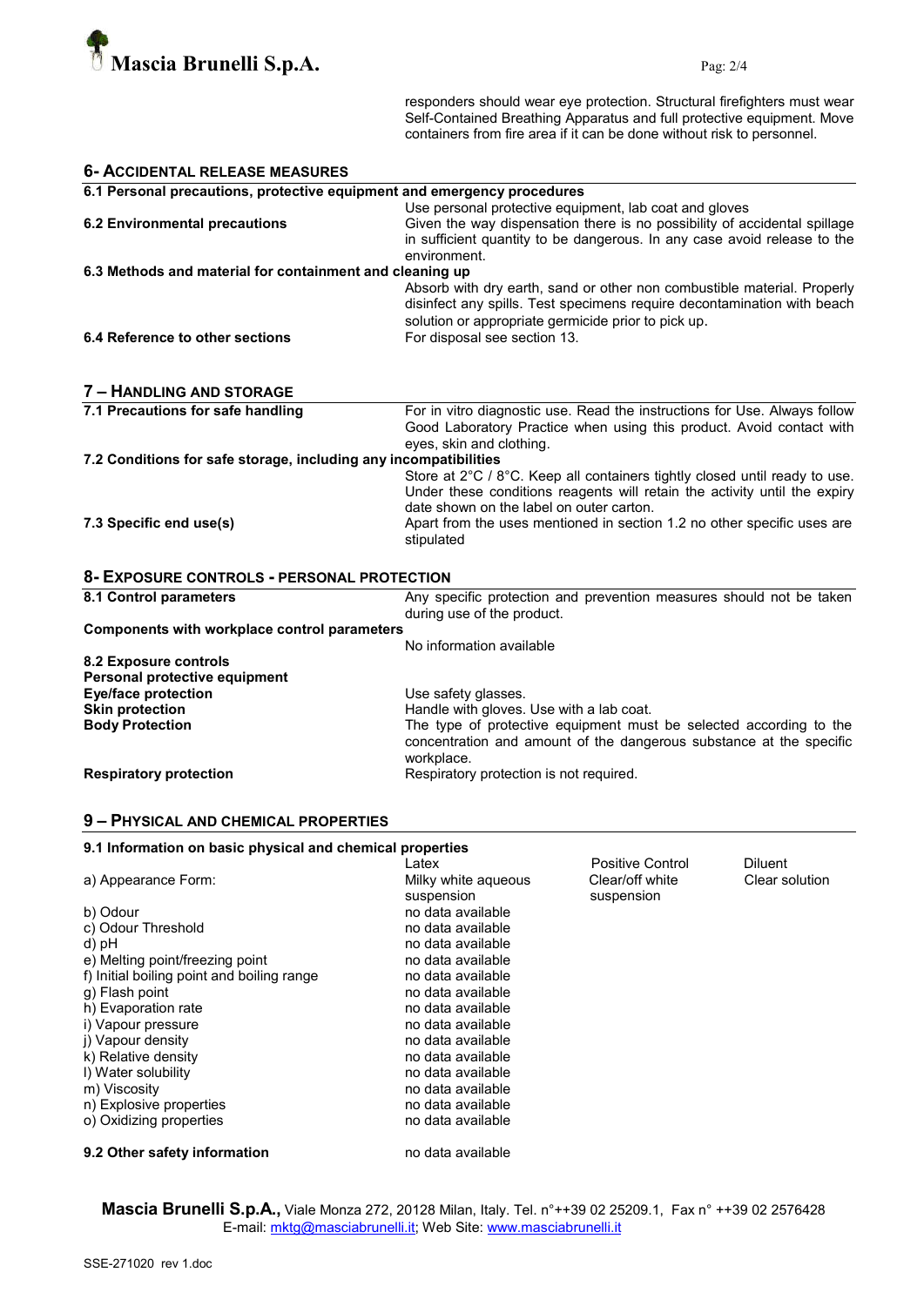responders should wear eye protection. Structural firefighters must wear Self-Contained Breathing Apparatus and full protective equipment. Move containers from fire area if it can be done without risk to personnel.

## 6- ACCIDENTAL RELEASE MEASURES

**6.1 Personal precautions, protective equipment and emergency procedures**

Use personal protective equipment, lab coat and gloves

**6.2 Environmental precautions**

Given the way dispensation there is no possibility of accidental spillage in sufficient quantity to be dangerous. In any case avoid release to the environment.

**6.3 Methods and material for containment and cleaning up**

Absorb with dry earth, sand or other non combustible material. Properly disinfect any spills. Test specimens require decontamination with beach solution or appropriate germicide prior to pick up.

**6.4 Reference to other sections**

For disposal see section 13.

## 7 – HANDLING AND STORAGE

**7.1 Precautions for safe handling**

For in vitro diagnostic use. Read the instructions for Use. Always follow Good Laboratory Practice when using this product. Avoid contact with eyes, skin and clothing.

**7.2 Conditions for safe storage, including any incompatibilities**

Store at 2°C / 8°C. Keep all containers tightly closed until ready to use. Under these conditions reagents will retain the activity until the expiry date shown on the label on outer carton.

**7.3 Specific end use(s)**

Apart from the uses mentioned in section 1.2 no other specific uses are stipulated

## 8- EXPOSURE CONTROLS - PERSONAL PROTECTION

**8.1 Control parameters**

Any specific protection and prevention measures should not be taken during use of the product.

**Components with workplace control parameters**

No information available

**8.2 Exposure controls**

**Personal protective equipment**

**Eye/face protection**: Use safety glasses.

**Skin protection**: Handle with gloves. Use with a lab coat.

**Body Protection**: The type of protective equipment must be selected according to the concentration and amount of the dangerous substance at the specific workplace.

**Respiratory protection**: Respiratory protection is not required.

## 9 – PHYSICAL AND CHEMICAL PROPERTIES

**9.1 Information on basic physical and chemical properties**

| | Latex | Positive Control | Diluent |
|---|---|---|---|
| a) Appearance Form: | Milky white aqueous suspension | Clear/off white suspension | Clear solution |
| b) Odour | no data available | | |
| c) Odour Threshold | no data available | | |
| d) pH | no data available | | |
| e) Melting point/freezing point | no data available | | |
| f) Initial boiling point and boiling range | no data available | | |
| g) Flash point | no data available | | |
| h) Evaporation rate | no data available | | |
| i) Vapour pressure | no data available | | |
| j) Vapour density | no data available | | |
| k) Relative density | no data available | | |
| l) Water solubility | no data available | | |
| m) Viscosity | no data available | | |
| n) Explosive properties | no data available | | |
| o) Oxidizing properties | no data available | | |

**9.2 Other safety information**: no data available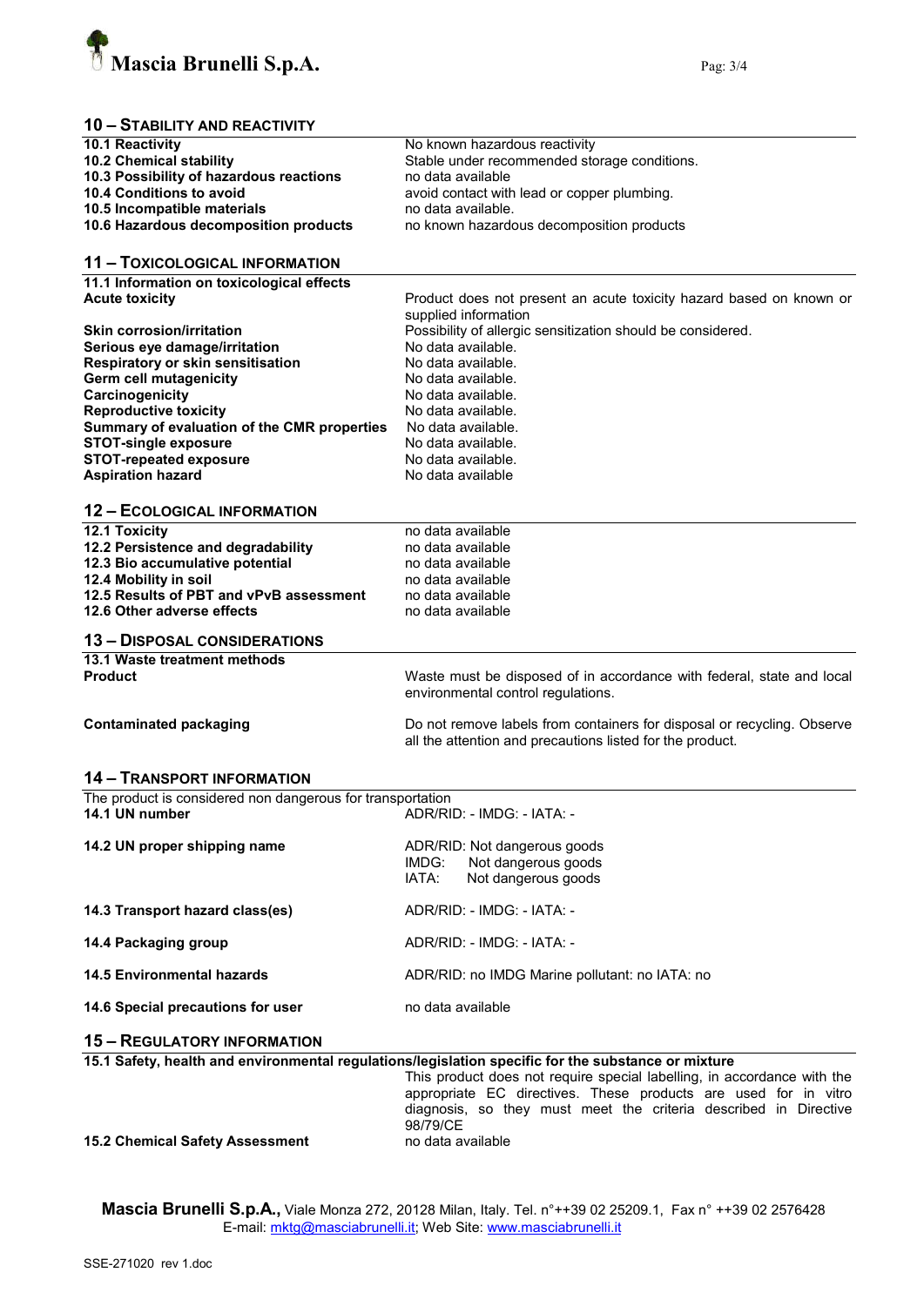## 10 – STABILITY AND REACTIVITY

| | |
|---|---|
| **10.1 Reactivity** | No known hazardous reactivity |
| **10.2 Chemical stability** | Stable under recommended storage conditions. |
| **10.3 Possibility of hazardous reactions** | no data available |
| **10.4 Conditions to avoid** | avoid contact with lead or copper plumbing. |
| **10.5 Incompatible materials** | no data available. |
| **10.6 Hazardous decomposition products** | no known hazardous decomposition products |

## 11 – TOXICOLOGICAL INFORMATION

**11.1 Information on toxicological effects**

| | |
|---|---|
| **Acute toxicity** | Product does not present an acute toxicity hazard based on known or supplied information |
| **Skin corrosion/irritation** | Possibility of allergic sensitization should be considered. |
| **Serious eye damage/irritation** | No data available. |
| **Respiratory or skin sensitisation** | No data available. |
| **Germ cell mutagenicity** | No data available. |
| **Carcinogenicity** | No data available. |
| **Reproductive toxicity** | No data available. |
| **Summary of evaluation of the CMR properties** | No data available. |
| **STOT-single exposure** | No data available. |
| **STOT-repeated exposure** | No data available. |
| **Aspiration hazard** | No data available |

## 12 – ECOLOGICAL INFORMATION

| | |
|---|---|
| **12.1 Toxicity** | no data available |
| **12.2 Persistence and degradability** | no data available |
| **12.3 Bio accumulative potential** | no data available |
| **12.4 Mobility in soil** | no data available |
| **12.5 Results of PBT and vPvB assessment** | no data available |
| **12.6 Other adverse effects** | no data available |

## 13 – DISPOSAL CONSIDERATIONS

**13.1 Waste treatment methods**

| | |
|---|---|
| **Product** | Waste must be disposed of in accordance with federal, state and local environmental control regulations. |
| **Contaminated packaging** | Do not remove labels from containers for disposal or recycling. Observe all the attention and precautions listed for the product. |

## 14 – TRANSPORT INFORMATION

The product is considered non dangerous for transportation

| | |
|---|---|
| **14.1 UN number** | ADR/RID: - IMDG: - IATA: - |
| **14.2 UN proper shipping name** | ADR/RID: Not dangerous goods<br>IMDG: Not dangerous goods<br>IATA: Not dangerous goods |
| **14.3 Transport hazard class(es)** | ADR/RID: - IMDG: - IATA: - |
| **14.4 Packaging group** | ADR/RID: - IMDG: - IATA: - |
| **14.5 Environmental hazards** | ADR/RID: no IMDG Marine pollutant: no IATA: no |
| **14.6 Special precautions for user** | no data available |

## 15 – REGULATORY INFORMATION

**15.1 Safety, health and environmental regulations/legislation specific for the substance or mixture**

This product does not require special labelling, in accordance with the appropriate EC directives. These products are used for in vitro diagnosis, so they must meet the criteria described in Directive 98/79/CE

| | |
|---|---|
| **15.2 Chemical Safety Assessment** | no data available |

**Mascia Brunelli S.p.A.,** Viale Monza 272, 20128 Milan, Italy. Tel. n°++39 02 25209.1, Fax n° ++39 02 2576428
E-mail: mktg@masciabrunelli.it; Web Site: www.masciabrunelli.it

SSE-271020 rev 1.doc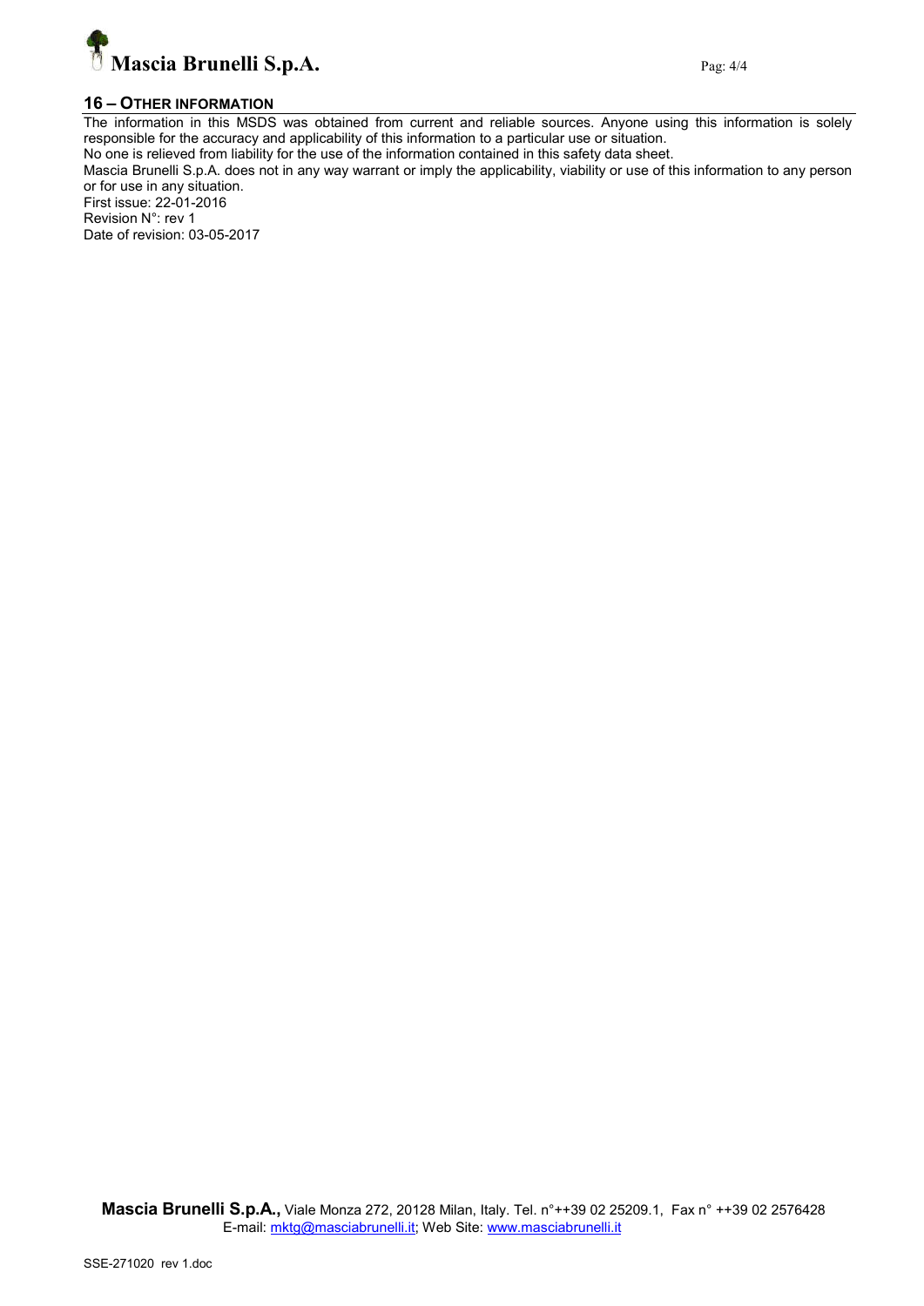## 16 – Other information

The information in this MSDS was obtained from current and reliable sources. Anyone using this information is solely responsible for the accuracy and applicability of this information to a particular use or situation.
No one is relieved from liability for the use of the information contained in this safety data sheet.
Mascia Brunelli S.p.A. does not in any way warrant or imply the applicability, viability or use of this information to any person or for use in any situation.
First issue: 22-01-2016
Revision N°: rev 1
Date of revision: 03-05-2017